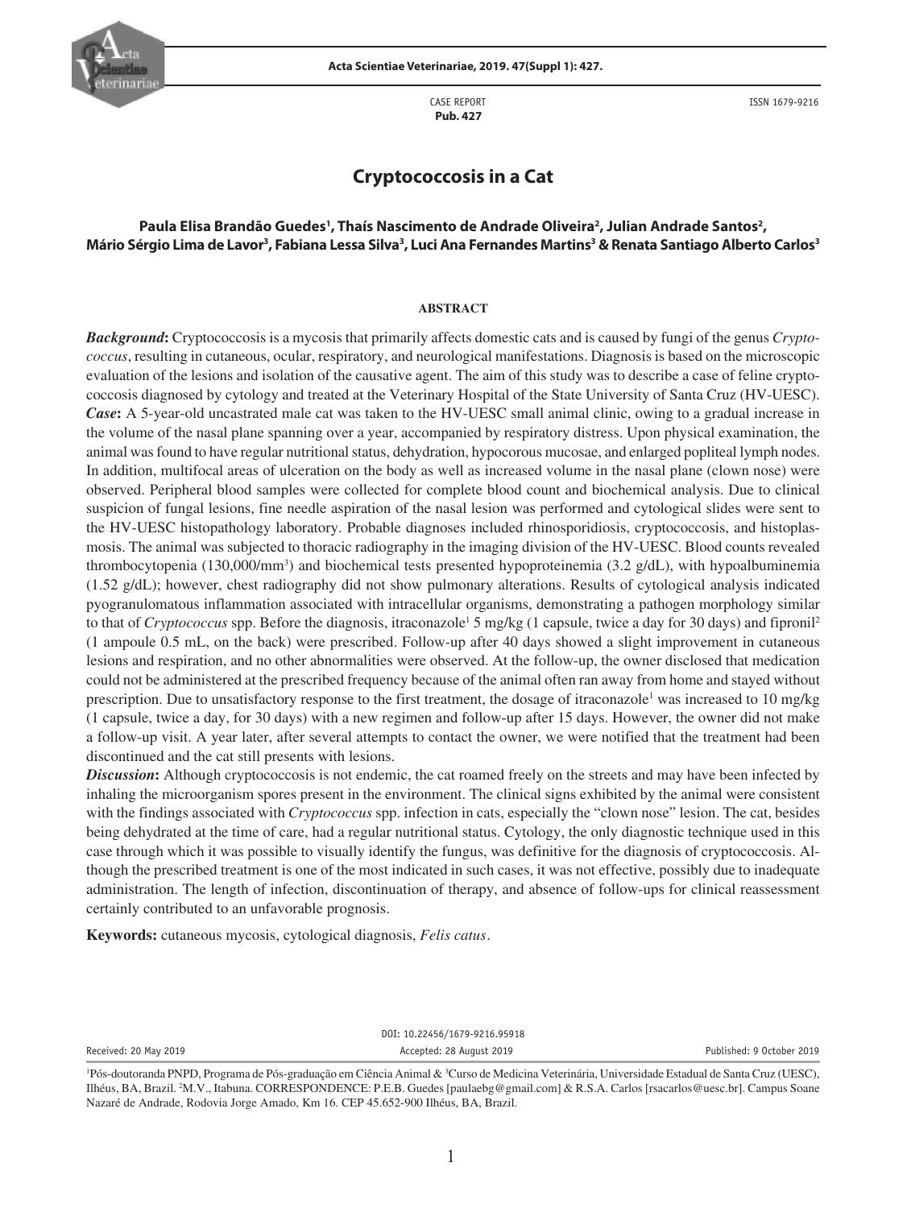CASE REPORT
**Pub. 427**

ISSN 1679-9216

# Cryptococcosis in a Cat

**Paula Elisa Brandão Guedes[1], Thaís Nascimento de Andrade Oliveira[2], Julian Andrade Santos[2], Mário Sérgio Lima de Lavor[3], Fabiana Lessa Silva[3], Luci Ana Fernandes Martins[3] & Renata Santiago Alberto Carlos[3]**

## ABSTRACT

***Background*:** Cryptococcosis is a mycosis that primarily affects domestic cats and is caused by fungi of the genus *Cryptococcus*, resulting in cutaneous, ocular, respiratory, and neurological manifestations. Diagnosis is based on the microscopic evaluation of the lesions and isolation of the causative agent. The aim of this study was to describe a case of feline cryptococcosis diagnosed by cytology and treated at the Veterinary Hospital of the State University of Santa Cruz (HV-UESC).

***Case*:** A 5-year-old uncastrated male cat was taken to the HV-UESC small animal clinic, owing to a gradual increase in the volume of the nasal plane spanning over a year, accompanied by respiratory distress. Upon physical examination, the animal was found to have regular nutritional status, dehydration, hypocorous mucosae, and enlarged popliteal lymph nodes. In addition, multifocal areas of ulceration on the body as well as increased volume in the nasal plane (clown nose) were observed. Peripheral blood samples were collected for complete blood count and biochemical analysis. Due to clinical suspicion of fungal lesions, fine needle aspiration of the nasal lesion was performed and cytological slides were sent to the HV-UESC histopathology laboratory. Probable diagnoses included rhinosporidiosis, cryptococcosis, and histoplasmosis. The animal was subjected to thoracic radiography in the imaging division of the HV-UESC. Blood counts revealed thrombocytopenia (130,000/mm$^3$) and biochemical tests presented hypoproteinemia (3.2 g/dL), with hypoalbuminemia (1.52 g/dL); however, chest radiography did not show pulmonary alterations. Results of cytological analysis indicated pyogranulomatous inflammation associated with intracellular organisms, demonstrating a pathogen morphology similar to that of *Cryptococcus* spp. Before the diagnosis, itraconazole[1] 5 mg/kg (1 capsule, twice a day for 30 days) and fipronil[2] (1 ampoule 0.5 mL, on the back) were prescribed. Follow-up after 40 days showed a slight improvement in cutaneous lesions and respiration, and no other abnormalities were observed. At the follow-up, the owner disclosed that medication could not be administered at the prescribed frequency because of the animal often ran away from home and stayed without prescription. Due to unsatisfactory response to the first treatment, the dosage of itraconazole[1] was increased to 10 mg/kg (1 capsule, twice a day, for 30 days) with a new regimen and follow-up after 15 days. However, the owner did not make a follow-up visit. A year later, after several attempts to contact the owner, we were notified that the treatment had been discontinued and the cat still presents with lesions.

***Discussion*:** Although cryptococcosis is not endemic, the cat roamed freely on the streets and may have been infected by inhaling the microorganism spores present in the environment. The clinical signs exhibited by the animal were consistent with the findings associated with *Cryptococcus* spp. infection in cats, especially the "clown nose" lesion. The cat, besides being dehydrated at the time of care, had a regular nutritional status. Cytology, the only diagnostic technique used in this case through which it was possible to visually identify the fungus, was definitive for the diagnosis of cryptococcosis. Although the prescribed treatment is one of the most indicated in such cases, it was not effective, possibly due to inadequate administration. The length of infection, discontinuation of therapy, and absence of follow-ups for clinical reassessment certainly contributed to an unfavorable prognosis.

**Keywords:** cutaneous mycosis, cytological diagnosis, *Felis catus*.

DOI: 10.22456/1679-9216.95918

Received: 20 May 2019 | Accepted: 28 August 2019 | Published: 9 October 2019

[1]Pós-doutoranda PNPD, Programa de Pós-graduação em Ciência Animal & [3]Curso de Medicina Veterinária, Universidade Estadual de Santa Cruz (UESC), Ilhéus, BA, Brazil. [2]M.V., Itabuna. CORRESPONDENCE: P.E.B. Guedes [paulaebg@gmail.com] & R.S.A. Carlos [rsacarlos@uesc.br]. Campus Soane Nazaré de Andrade, Rodovia Jorge Amado, Km 16. CEP 45.652-900 Ilhéus, BA, Brazil.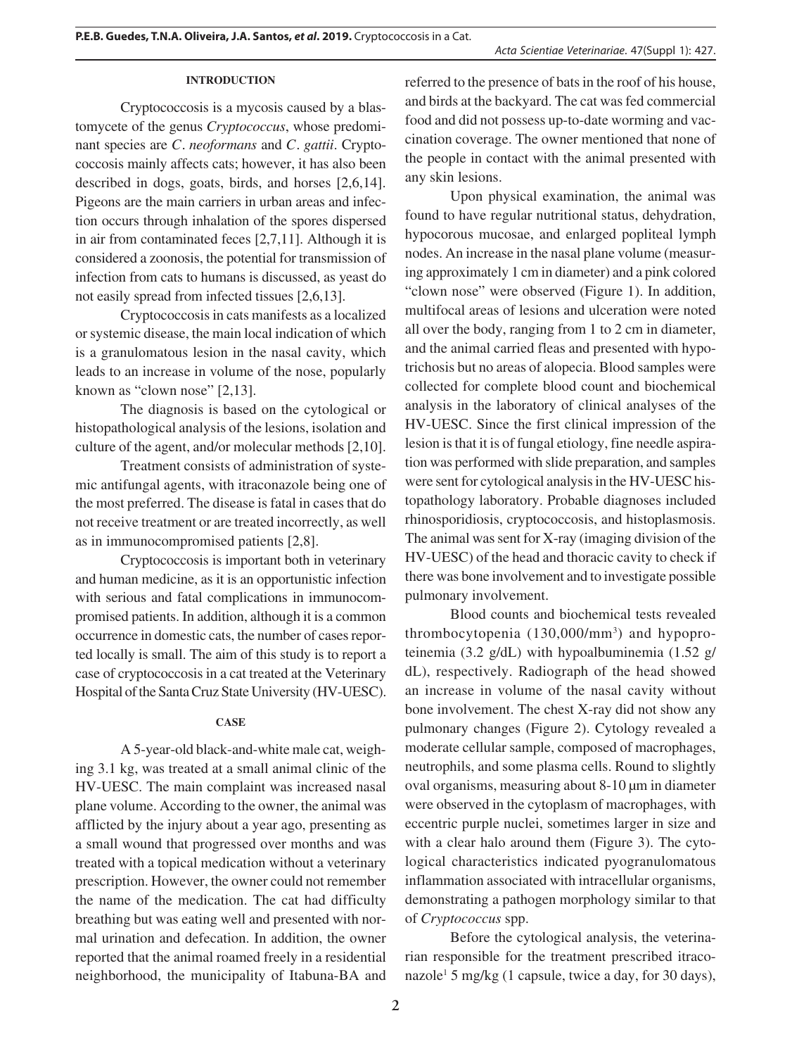## INTRODUCTION

Cryptococcosis is a mycosis caused by a blastomycete of the genus *Cryptococcus*, whose predominant species are *C. neoformans* and *C. gattii*. Cryptococcosis mainly affects cats; however, it has also been described in dogs, goats, birds, and horses [2,6,14]. Pigeons are the main carriers in urban areas and infection occurs through inhalation of the spores dispersed in air from contaminated feces [2,7,11]. Although it is considered a zoonosis, the potential for transmission of infection from cats to humans is discussed, as yeast do not easily spread from infected tissues [2,6,13].

Cryptococcosis in cats manifests as a localized or systemic disease, the main local indication of which is a granulomatous lesion in the nasal cavity, which leads to an increase in volume of the nose, popularly known as "clown nose" [2,13].

The diagnosis is based on the cytological or histopathological analysis of the lesions, isolation and culture of the agent, and/or molecular methods [2,10].

Treatment consists of administration of systemic antifungal agents, with itraconazole being one of the most preferred. The disease is fatal in cases that do not receive treatment or are treated incorrectly, as well as in immunocompromised patients [2,8].

Cryptococcosis is important both in veterinary and human medicine, as it is an opportunistic infection with serious and fatal complications in immunocompromised patients. In addition, although it is a common occurrence in domestic cats, the number of cases reported locally is small. The aim of this study is to report a case of cryptococcosis in a cat treated at the Veterinary Hospital of the Santa Cruz State University (HV-UESC).

## CASE

A 5-year-old black-and-white male cat, weighing 3.1 kg, was treated at a small animal clinic of the HV-UESC. The main complaint was increased nasal plane volume. According to the owner, the animal was afflicted by the injury about a year ago, presenting as a small wound that progressed over months and was treated with a topical medication without a veterinary prescription. However, the owner could not remember the name of the medication. The cat had difficulty breathing but was eating well and presented with normal urination and defecation. In addition, the owner reported that the animal roamed freely in a residential neighborhood, the municipality of Itabuna-BA and referred to the presence of bats in the roof of his house, and birds at the backyard. The cat was fed commercial food and did not possess up-to-date worming and vaccination coverage. The owner mentioned that none of the people in contact with the animal presented with any skin lesions.

Upon physical examination, the animal was found to have regular nutritional status, dehydration, hypocorous mucosae, and enlarged popliteal lymph nodes. An increase in the nasal plane volume (measuring approximately 1 cm in diameter) and a pink colored "clown nose" were observed (Figure 1). In addition, multifocal areas of lesions and ulceration were noted all over the body, ranging from 1 to 2 cm in diameter, and the animal carried fleas and presented with hypotrichosis but no areas of alopecia. Blood samples were collected for complete blood count and biochemical analysis in the laboratory of clinical analyses of the HV-UESC. Since the first clinical impression of the lesion is that it is of fungal etiology, fine needle aspiration was performed with slide preparation, and samples were sent for cytological analysis in the HV-UESC histopathology laboratory. Probable diagnoses included rhinosporidiosis, cryptococcosis, and histoplasmosis. The animal was sent for X-ray (imaging division of the HV-UESC) of the head and thoracic cavity to check if there was bone involvement and to investigate possible pulmonary involvement.

Blood counts and biochemical tests revealed thrombocytopenia (130,000/mm$^3$) and hypoproteinemia (3.2 g/dL) with hypoalbuminemia (1.52 g/dL), respectively. Radiograph of the head showed an increase in volume of the nasal cavity without bone involvement. The chest X-ray did not show any pulmonary changes (Figure 2). Cytology revealed a moderate cellular sample, composed of macrophages, neutrophils, and some plasma cells. Round to slightly oval organisms, measuring about 8-10 µm in diameter were observed in the cytoplasm of macrophages, with eccentric purple nuclei, sometimes larger in size and with a clear halo around them (Figure 3). The cytological characteristics indicated pyogranulomatous inflammation associated with intracellular organisms, demonstrating a pathogen morphology similar to that of *Cryptococcus* spp.

Before the cytological analysis, the veterinarian responsible for the treatment prescribed itraconazole[1] 5 mg/kg (1 capsule, twice a day, for 30 days),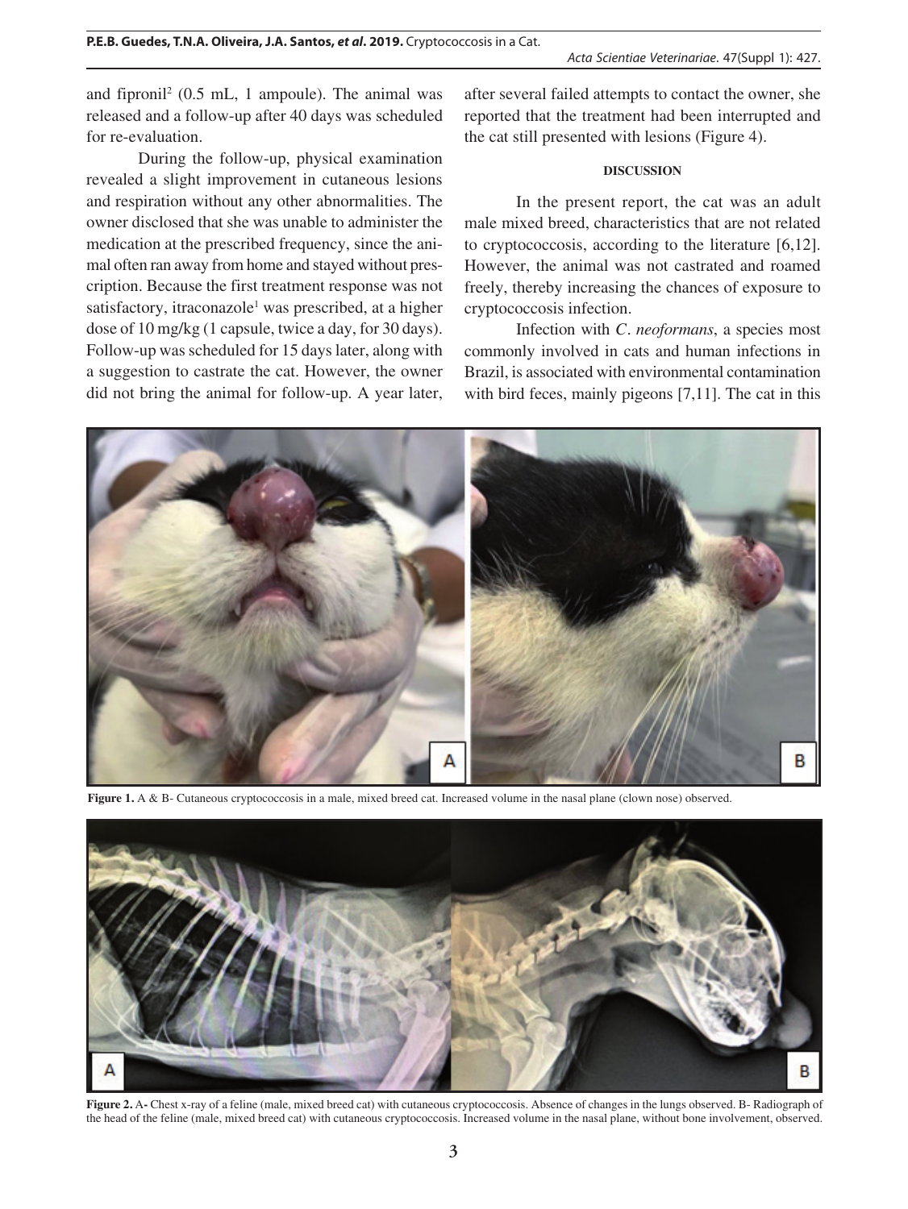and fipronil[2] (0.5 mL, 1 ampoule). The animal was released and a follow-up after 40 days was scheduled for re-evaluation.

During the follow-up, physical examination revealed a slight improvement in cutaneous lesions and respiration without any other abnormalities. The owner disclosed that she was unable to administer the medication at the prescribed frequency, since the animal often ran away from home and stayed without prescription. Because the first treatment response was not satisfactory, itraconazole[1] was prescribed, at a higher dose of 10 mg/kg (1 capsule, twice a day, for 30 days). Follow-up was scheduled for 15 days later, along with a suggestion to castrate the cat. However, the owner did not bring the animal for follow-up. A year later, after several failed attempts to contact the owner, she reported that the treatment had been interrupted and the cat still presented with lesions (Figure 4).

## DISCUSSION

In the present report, the cat was an adult male mixed breed, characteristics that are not related to cryptococcosis, according to the literature [6,12]. However, the animal was not castrated and roamed freely, thereby increasing the chances of exposure to cryptococcosis infection.

Infection with *C. neoformans*, a species most commonly involved in cats and human infections in Brazil, is associated with environmental contamination with bird feces, mainly pigeons [7,11]. The cat in this

**Figure 1.** A & B- Cutaneous cryptococcosis in a male, mixed breed cat. Increased volume in the nasal plane (clown nose) observed.

**Figure 2.** A- Chest x-ray of a feline (male, mixed breed cat) with cutaneous cryptococcosis. Absence of changes in the lungs observed. B- Radiograph of the head of the feline (male, mixed breed cat) with cutaneous cryptococcosis. Increased volume in the nasal plane, without bone involvement, observed.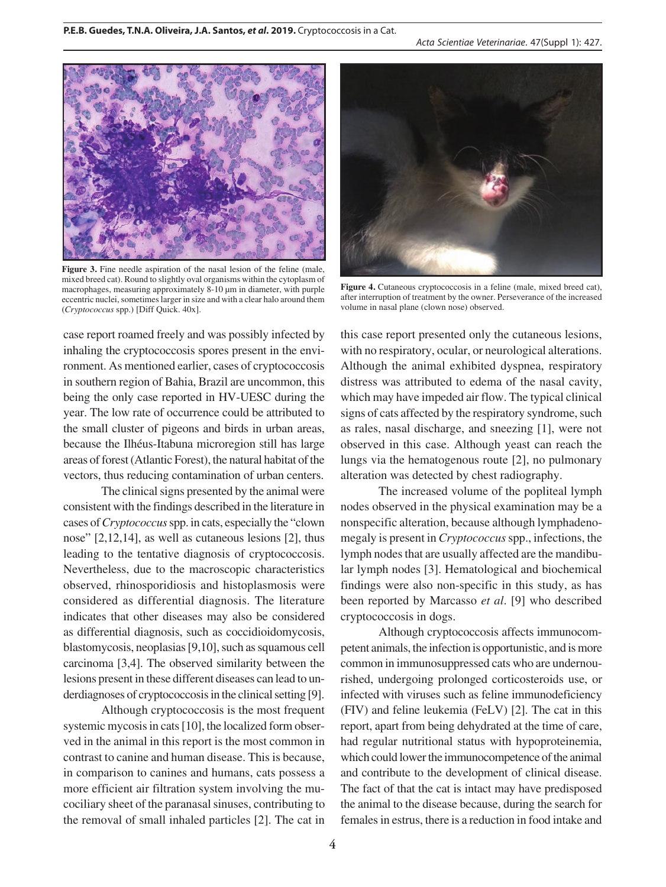**Figure 3.** Fine needle aspiration of the nasal lesion of the feline (male, mixed breed cat). Round to slightly oval organisms within the cytoplasm of macrophages, measuring approximately 8-10 µm in diameter, with purple eccentric nuclei, sometimes larger in size and with a clear halo around them (*Cryptococcus* spp.) [Diff Quick. 40x].

**Figure 4.** Cutaneous cryptococcosis in a feline (male, mixed breed cat), after interruption of treatment by the owner. Perseverance of the increased volume in nasal plane (clown nose) observed.

case report roamed freely and was possibly infected by inhaling the cryptococcosis spores present in the environment. As mentioned earlier, cases of cryptococcosis in southern region of Bahia, Brazil are uncommon, this being the only case reported in HV-UESC during the year. The low rate of occurrence could be attributed to the small cluster of pigeons and birds in urban areas, because the Ilhéus-Itabuna microregion still has large areas of forest (Atlantic Forest), the natural habitat of the vectors, thus reducing contamination of urban centers.

The clinical signs presented by the animal were consistent with the findings described in the literature in cases of *Cryptococcus* spp. in cats, especially the "clown nose" [2,12,14], as well as cutaneous lesions [2], thus leading to the tentative diagnosis of cryptococcosis. Nevertheless, due to the macroscopic characteristics observed, rhinosporidiosis and histoplasmosis were considered as differential diagnosis. The literature indicates that other diseases may also be considered as differential diagnosis, such as coccidioidomycosis, blastomycosis, neoplasias [9,10], such as squamous cell carcinoma [3,4]. The observed similarity between the lesions present in these different diseases can lead to underdiagnoses of cryptococcosis in the clinical setting [9].

Although cryptococcosis is the most frequent systemic mycosis in cats [10], the localized form observed in the animal in this report is the most common in contrast to canine and human disease. This is because, in comparison to canines and humans, cats possess a more efficient air filtration system involving the mucociliary sheet of the paranasal sinuses, contributing to the removal of small inhaled particles [2]. The cat in this case report presented only the cutaneous lesions, with no respiratory, ocular, or neurological alterations. Although the animal exhibited dyspnea, respiratory distress was attributed to edema of the nasal cavity, which may have impeded air flow. The typical clinical signs of cats affected by the respiratory syndrome, such as rales, nasal discharge, and sneezing [1], were not observed in this case. Although yeast can reach the lungs via the hematogenous route [2], no pulmonary alteration was detected by chest radiography.

The increased volume of the popliteal lymph nodes observed in the physical examination may be a nonspecific alteration, because although lymphadenomegaly is present in *Cryptococcus* spp., infections, the lymph nodes that are usually affected are the mandibular lymph nodes [3]. Hematological and biochemical findings were also non-specific in this study, as has been reported by Marcasso *et al*. [9] who described cryptococcosis in dogs.

Although cryptococcosis affects immunocompetent animals, the infection is opportunistic, and is more common in immunosuppressed cats who are undernourished, undergoing prolonged corticosteroids use, or infected with viruses such as feline immunodeficiency (FIV) and feline leukemia (FeLV) [2]. The cat in this report, apart from being dehydrated at the time of care, had regular nutritional status with hypoproteinemia, which could lower the immunocompetence of the animal and contribute to the development of clinical disease. The fact of that the cat is intact may have predisposed the animal to the disease because, during the search for females in estrus, there is a reduction in food intake and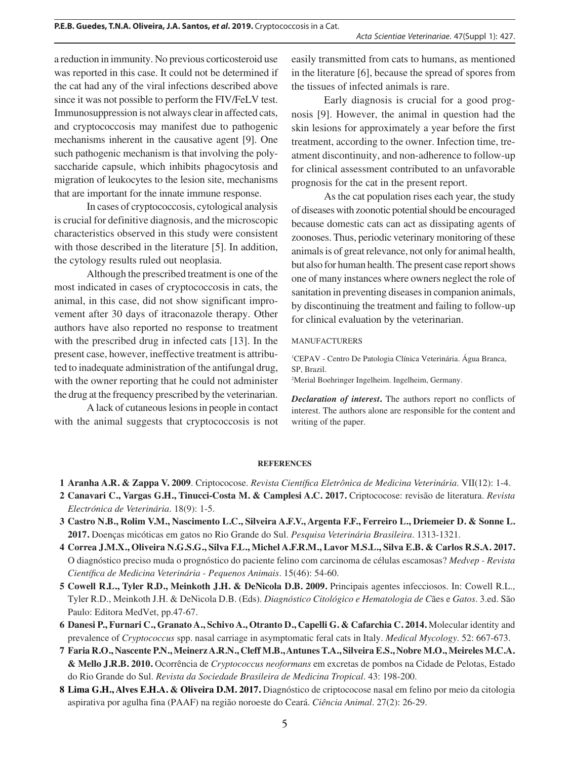a reduction in immunity. No previous corticosteroid use was reported in this case. It could not be determined if the cat had any of the viral infections described above since it was not possible to perform the FIV/FeLV test. Immunosuppression is not always clear in affected cats, and cryptococcosis may manifest due to pathogenic mechanisms inherent in the causative agent [9]. One such pathogenic mechanism is that involving the polysaccharide capsule, which inhibits phagocytosis and migration of leukocytes to the lesion site, mechanisms that are important for the innate immune response.

In cases of cryptococcosis, cytological analysis is crucial for definitive diagnosis, and the microscopic characteristics observed in this study were consistent with those described in the literature [5]. In addition, the cytology results ruled out neoplasia.

Although the prescribed treatment is one of the most indicated in cases of cryptococcosis in cats, the animal, in this case, did not show significant improvement after 30 days of itraconazole therapy. Other authors have also reported no response to treatment with the prescribed drug in infected cats [13]. In the present case, however, ineffective treatment is attributed to inadequate administration of the antifungal drug, with the owner reporting that he could not administer the drug at the frequency prescribed by the veterinarian.

A lack of cutaneous lesions in people in contact with the animal suggests that cryptococcosis is not easily transmitted from cats to humans, as mentioned in the literature [6], because the spread of spores from the tissues of infected animals is rare.

Early diagnosis is crucial for a good prognosis [9]. However, the animal in question had the skin lesions for approximately a year before the first treatment, according to the owner. Infection time, treatment discontinuity, and non-adherence to follow-up for clinical assessment contributed to an unfavorable prognosis for the cat in the present report.

As the cat population rises each year, the study of diseases with zoonotic potential should be encouraged because domestic cats can act as dissipating agents of zoonoses. Thus, periodic veterinary monitoring of these animals is of great relevance, not only for animal health, but also for human health. The present case report shows one of many instances where owners neglect the role of sanitation in preventing diseases in companion animals, by discontinuing the treatment and failing to follow-up for clinical evaluation by the veterinarian.

MANUFACTURERS

[1]CEPAV - Centro De Patologia Clínica Veterinária. Água Branca, SP, Brazil.

[2]Merial Boehringer Ingelheim. Ingelheim, Germany.

***Declaration of interest*.** The authors report no conflicts of interest. The authors alone are responsible for the content and writing of the paper.

## REFERENCES

**1 Aranha A.R. & Zappa V. 2009**. Criptococose. *Revista Científica Eletrônica de Medicina Veterinária*. VII(12): 1-4.

**2 Canavari C., Vargas G.H., Tinucci-Costa M. & Camplesi A.C. 2017.** Criptococose: revisão de literatura. *Revista Electrónica de Veterinária*. 18(9): 1-5.

**3 Castro N.B., Rolim V.M., Nascimento L.C., Silveira A.F.V., Argenta F.F., Ferreiro L., Driemeier D. & Sonne L. 2017.** Doenças micóticas em gatos no Rio Grande do Sul. *Pesquisa Veterinária Brasileira*. 1313-1321.

**4 Correa J.M.X., Oliveira N.G.S.G., Silva F.L., Michel A.F.R.M., Lavor M.S.L., Silva E.B. & Carlos R.S.A. 2017.** O diagnóstico preciso muda o prognóstico do paciente felino com carcinoma de células escamosas? *Medvep - Revista Científica de Medicina Veterinária - Pequenos Animais*. 15(46): 54-60.

**5 Cowell R.L., Tyler R.D., Meinkoth J.H. & DeNicola D.B. 2009.** Principais agentes infecciosos. In: Cowell R.L., Tyler R.D., Meinkoth J.H. & DeNicola D.B. (Eds). *Diagnóstico Citológico e Hematologia de Cães e Gatos*. 3.ed. São Paulo: Editora MedVet, pp.47-67.

**6 Danesi P., Furnari C., Granato A., Schivo A., Otranto D., Capelli G. & Cafarchia C. 2014.** Molecular identity and prevalence of *Cryptococcus* spp. nasal carriage in asymptomatic feral cats in Italy. *Medical Mycology*. 52: 667-673.

**7 Faria R.O., Nascente P.N., Meinerz A.R.N., Cleff M.B., Antunes T.A., Silveira E.S., Nobre M.O., Meireles M.C.A. & Mello J.R.B. 2010.** Ocorrência de *Cryptococcus neoformans* em excretas de pombos na Cidade de Pelotas, Estado do Rio Grande do Sul. *Revista da Sociedade Brasileira de Medicina Tropical*. 43: 198-200.

**8 Lima G.H., Alves E.H.A. & Oliveira D.M. 2017.** Diagnóstico de criptococose nasal em felino por meio da citologia aspirativa por agulha fina (PAAF) na região noroeste do Ceará. *Ciência Animal*. 27(2): 26-29.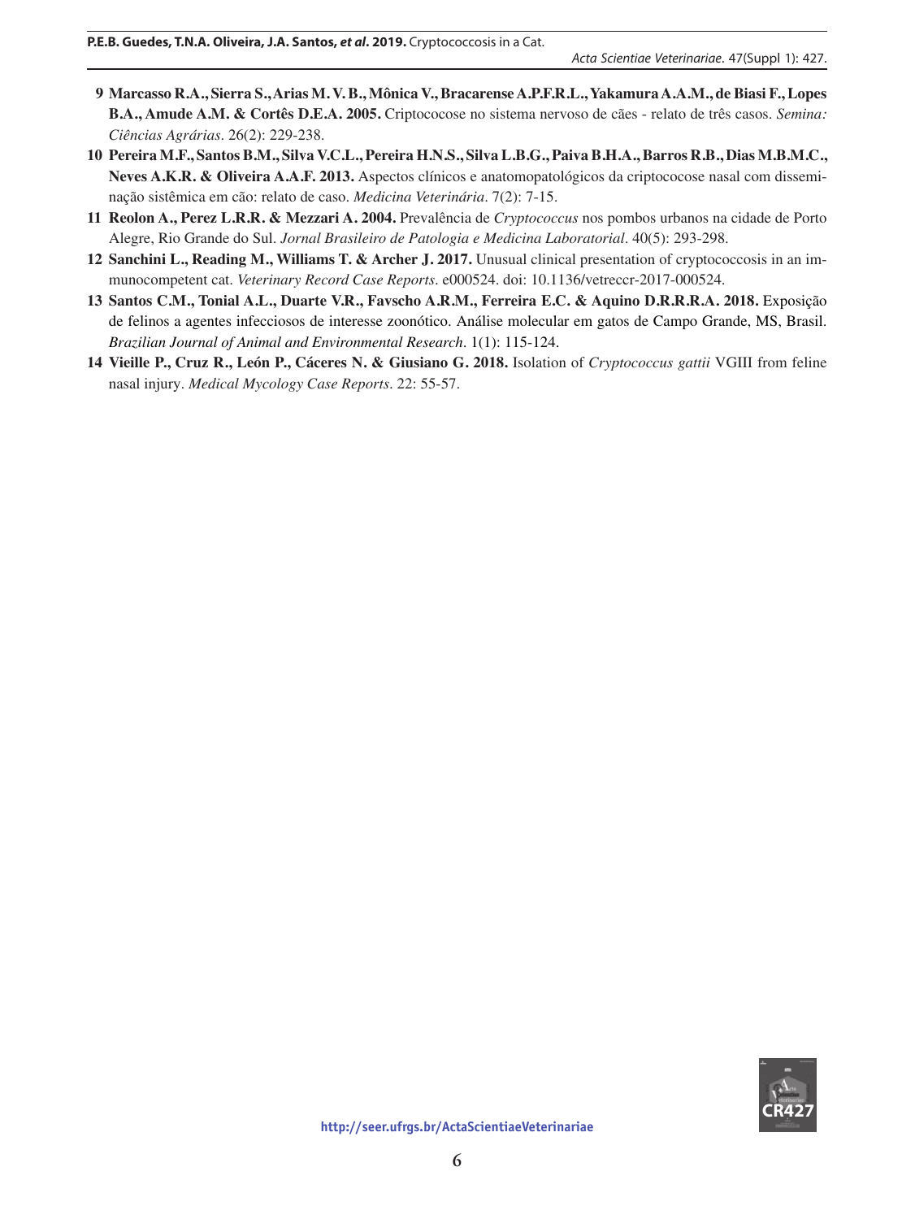9 **Marcasso R.A., Sierra S., Arias M. V. B., Mônica V., Bracarense A.P.F.R.L., Yakamura A.A.M., de Biasi F., Lopes B.A., Amude A.M. & Cortês D.E.A. 2005.** Criptococose no sistema nervoso de cães - relato de três casos. *Semina: Ciências Agrárias*. 26(2): 229-238.

10 **Pereira M.F., Santos B.M., Silva V.C.L., Pereira H.N.S., Silva L.B.G., Paiva B.H.A., Barros R.B., Dias M.B.M.C., Neves A.K.R. & Oliveira A.A.F. 2013.** Aspectos clínicos e anatomopatológicos da criptococose nasal com disseminação sistêmica em cão: relato de caso. *Medicina Veterinária*. 7(2): 7-15.

11 **Reolon A., Perez L.R.R. & Mezzari A. 2004.** Prevalência de *Cryptococcus* nos pombos urbanos na cidade de Porto Alegre, Rio Grande do Sul. *Jornal Brasileiro de Patologia e Medicina Laboratorial*. 40(5): 293-298.

12 **Sanchini L., Reading M., Williams T. & Archer J. 2017.** Unusual clinical presentation of cryptococcosis in an immunocompetent cat. *Veterinary Record Case Reports*. e000524. doi: 10.1136/vetreccr-2017-000524.

13 **Santos C.M., Tonial A.L., Duarte V.R., Favscho A.R.M., Ferreira E.C. & Aquino D.R.R.R.A. 2018.** Exposição de felinos a agentes infecciosos de interesse zoonótico. Análise molecular em gatos de Campo Grande, MS, Brasil. *Brazilian Journal of Animal and Environmental Research*. 1(1): 115-124.

14 **Vieille P., Cruz R., León P., Cáceres N. & Giusiano G. 2018.** Isolation of *Cryptococcus gattii* VGIII from feline nasal injury. *Medical Mycology Case Reports*. 22: 55-57.